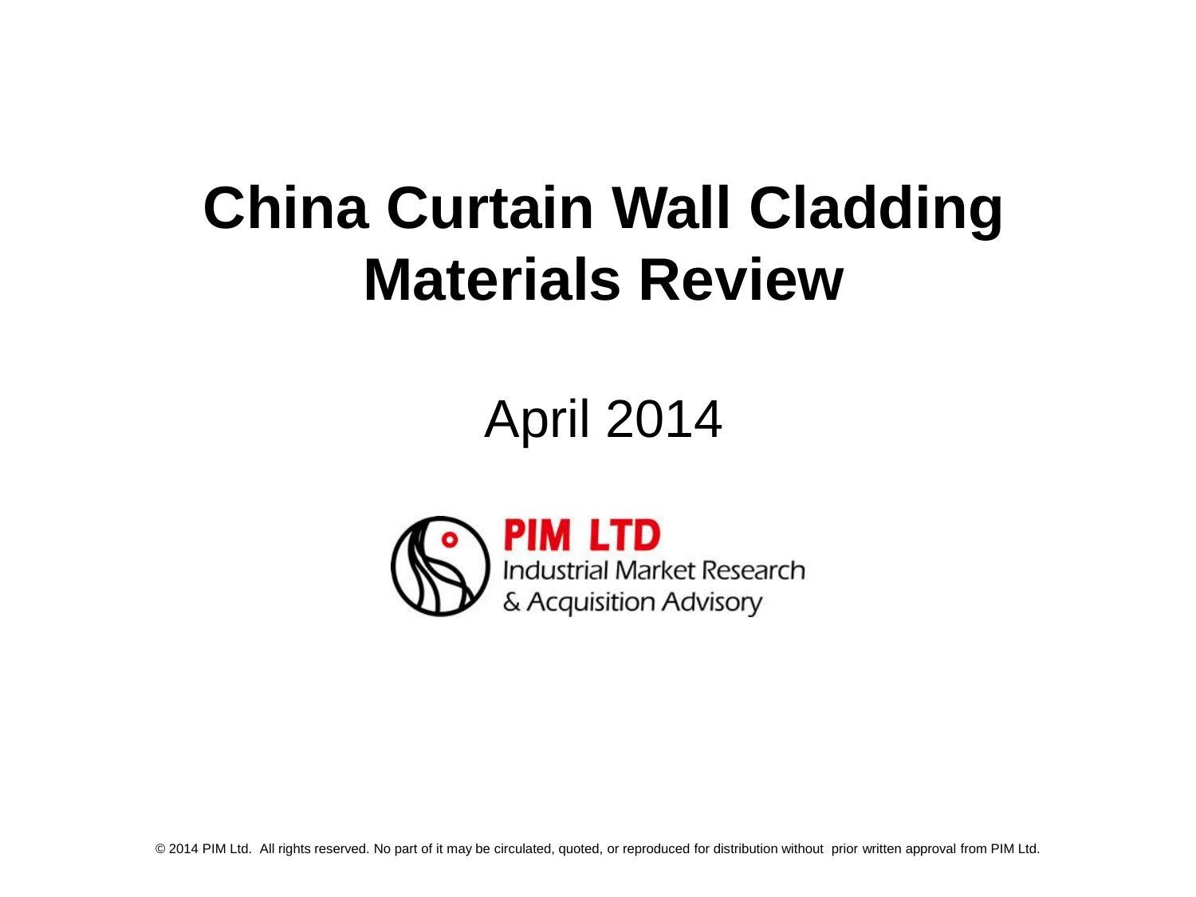# China Curtain Wall Cladding Materials Review

April 2014

PIM LTD
Industrial Market Research
& Acquisition Advisory

© 2014 PIM Ltd. All rights reserved. No part of it may be circulated, quoted, or reproduced for distribution without prior written approval from PIM Ltd.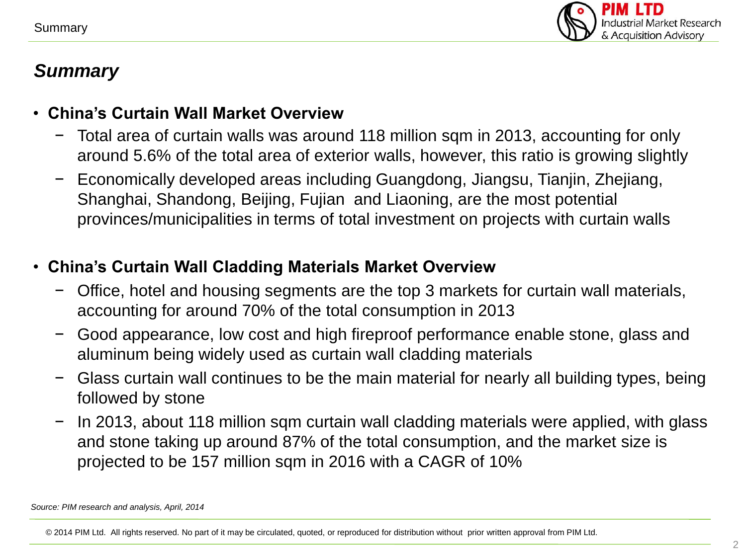## *Summary*

- **China's Curtain Wall Market Overview**
  - Total area of curtain walls was around 118 million sqm in 2013, accounting for only around 5.6% of the total area of exterior walls, however, this ratio is growing slightly
  - Economically developed areas including Guangdong, Jiangsu, Tianjin, Zhejiang, Shanghai, Shandong, Beijing, Fujian and Liaoning, are the most potential provinces/municipalities in terms of total investment on projects with curtain walls

- **China's Curtain Wall Cladding Materials Market Overview**
  - Office, hotel and housing segments are the top 3 markets for curtain wall materials, accounting for around 70% of the total consumption in 2013
  - Good appearance, low cost and high fireproof performance enable stone, glass and aluminum being widely used as curtain wall cladding materials
  - Glass curtain wall continues to be the main material for nearly all building types, being followed by stone
  - In 2013, about 118 million sqm curtain wall cladding materials were applied, with glass and stone taking up around 87% of the total consumption, and the market size is projected to be 157 million sqm in 2016 with a CAGR of 10%

*Source: PIM research and analysis, April, 2014*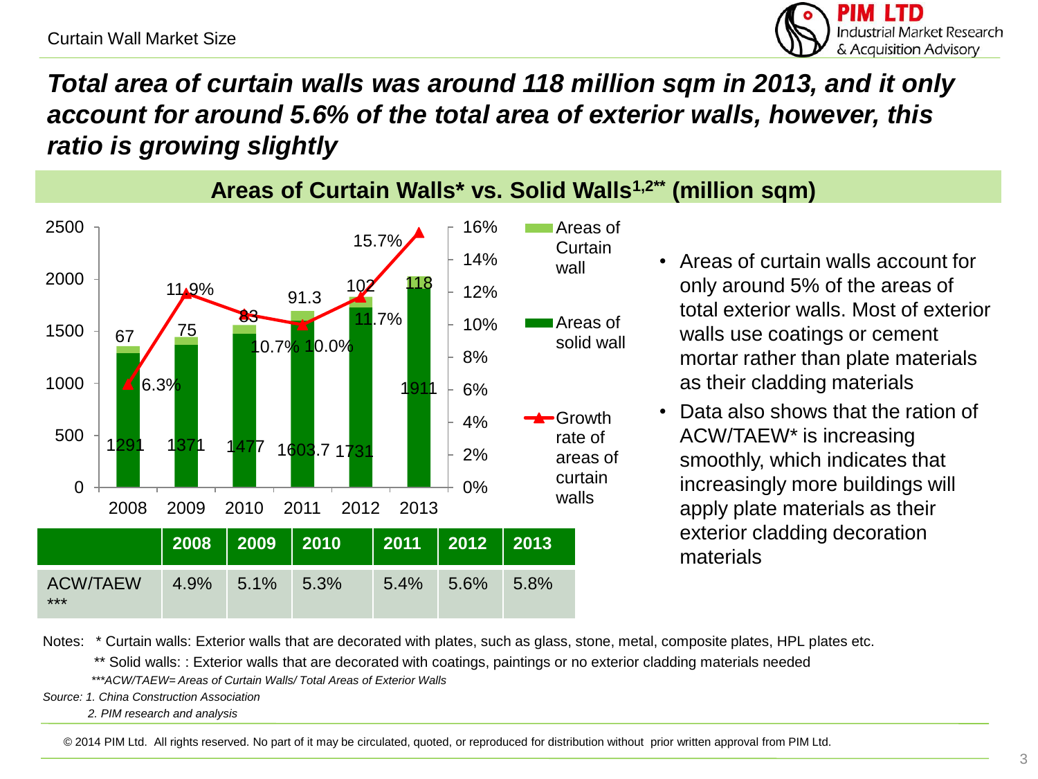Curtain Wall Market Size

# *Total area of curtain walls was around 118 million sqm in 2013, and it only account for around 5.6% of the total area of exterior walls, however, this ratio is growing slightly*

## Areas of Curtain Walls* vs. Solid Walls[1,2**] (million sqm)

| | 2008 | 2009 | 2010 | 2011 | 2012 | 2013 |
|---|---|---|---|---|---|---|
| Areas of solid wall | 1291 | 1371 | 1477 | 1603.7 | 1731 | 1911 |
| Areas of Curtain wall | 67 | 75 | 83 | 91.3 | 102 | 118 |
| Growth rate of areas of curtain walls | 6.3% | 11.9% | 10.7% | 10.0% | 11.7% | 15.7% |

| | 2008 | 2009 | 2010 | 2011 | 2012 | 2013 |
|---|---|---|---|---|---|---|
| ACW/TAEW *** | 4.9% | 5.1% | 5.3% | 5.4% | 5.6% | 5.8% |

- Areas of curtain walls account for only around 5% of the areas of total exterior walls. Most of exterior walls use coatings or cement mortar rather than plate materials as their cladding materials
- Data also shows that the ration of ACW/TAEW* is increasing smoothly, which indicates that increasingly more buildings will apply plate materials as their exterior cladding decoration materials

Notes: * Curtain walls: Exterior walls that are decorated with plates, such as glass, stone, metal, composite plates, HPL plates etc.

** Solid walls: : Exterior walls that are decorated with coatings, paintings or no exterior cladding materials needed

****ACW/TAEW= Areas of Curtain Walls/ Total Areas of Exterior Walls*

*Source: 1. China Construction Association*

*2. PIM research and analysis*

© 2014 PIM Ltd. All rights reserved. No part of it may be circulated, quoted, or reproduced for distribution without prior written approval from PIM Ltd.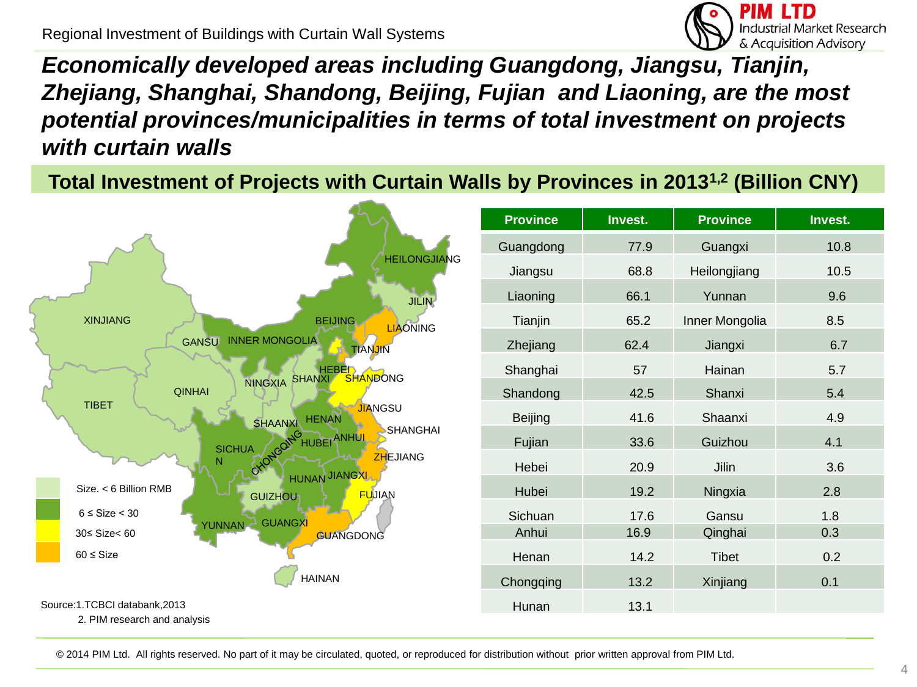# Economically developed areas including Guangdong, Jiangsu, Tianjin, Zhejiang, Shanghai, Shandong, Beijing, Fujian and Liaoning, are the most potential provinces/municipalities in terms of total investment on projects with curtain walls

## Total Investment of Projects with Curtain Walls by Provinces in 2013[1,2] (Billion CNY)

| Province | Invest. | Province | Invest. |
|---|---|---|---|
| Guangdong | 77.9 | Guangxi | 10.8 |
| Jiangsu | 68.8 | Heilongjiang | 10.5 |
| Liaoning | 66.1 | Yunnan | 9.6 |
| Tianjin | 65.2 | Inner Mongolia | 8.5 |
| Zhejiang | 62.4 | Jiangxi | 6.7 |
| Shanghai | 57 | Hainan | 5.7 |
| Shandong | 42.5 | Shanxi | 5.4 |
| Beijing | 41.6 | Shaanxi | 4.9 |
| Fujian | 33.6 | Guizhou | 4.1 |
| Hebei | 20.9 | Jilin | 3.6 |
| Hubei | 19.2 | Ningxia | 2.8 |
| Sichuan | 17.6 | Gansu | 1.8 |
| Anhui | 16.9 | Qinghai | 0.3 |
| Henan | 14.2 | Tibet | 0.2 |
| Chongqing | 13.2 | Xinjiang | 0.1 |
| Hunan | 13.1 | | |

Map legend:
- Size. < 6 Billion RMB
- 6 ≤ Size < 30
- 30≤ Size< 60
- 60 ≤ Size

Source:1.TCBCI databank,2013
2. PIM research and analysis

© 2014 PIM Ltd. All rights reserved. No part of it may be circulated, quoted, or reproduced for distribution without prior written approval from PIM Ltd.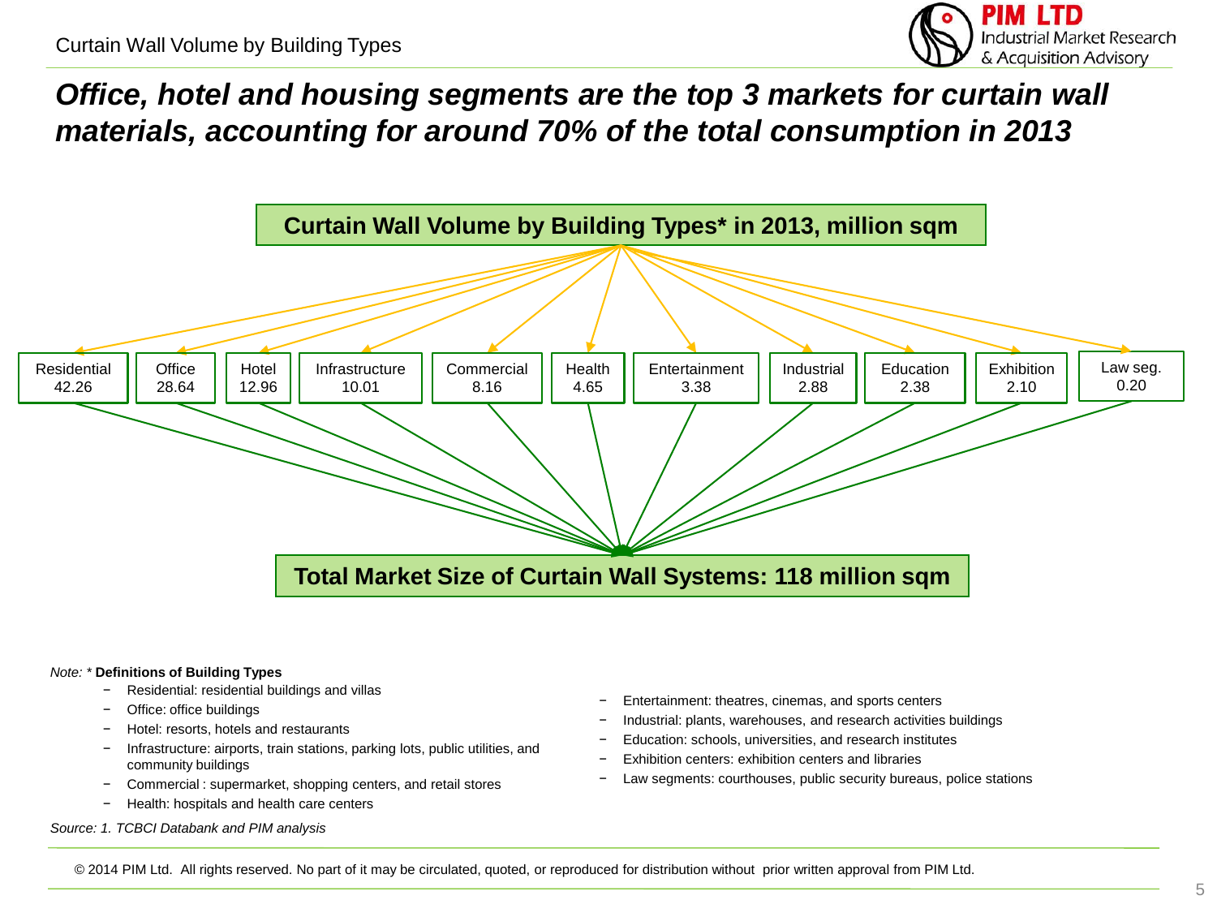Curtain Wall Volume by Building Types

# *Office, hotel and housing segments are the top 3 markets for curtain wall materials, accounting for around 70% of the total consumption in 2013*

**Curtain Wall Volume by Building Types* in 2013, million sqm**

| Residential | Office | Hotel | Infrastructure | Commercial | Health | Entertainment | Industrial | Education | Exhibition | Law seg. |
|---|---|---|---|---|---|---|---|---|---|---|
| 42.26 | 28.64 | 12.96 | 10.01 | 8.16 | 4.65 | 3.38 | 2.88 | 2.38 | 2.10 | 0.20 |

**Total Market Size of Curtain Wall Systems: 118 million sqm**

*Note:* * **Definitions of Building Types**

- Residential: residential buildings and villas
- Office: office buildings
- Hotel: resorts, hotels and restaurants
- Infrastructure: airports, train stations, parking lots, public utilities, and community buildings
- Commercial : supermarket, shopping centers, and retail stores
- Health: hospitals and health care centers
- Entertainment: theatres, cinemas, and sports centers
- Industrial: plants, warehouses, and research activities buildings
- Education: schools, universities, and research institutes
- Exhibition centers: exhibition centers and libraries
- Law segments: courthouses, public security bureaus, police stations

*Source: 1. TCBCI Databank and PIM analysis*

© 2014 PIM Ltd. All rights reserved. No part of it may be circulated, quoted, or reproduced for distribution without prior written approval from PIM Ltd.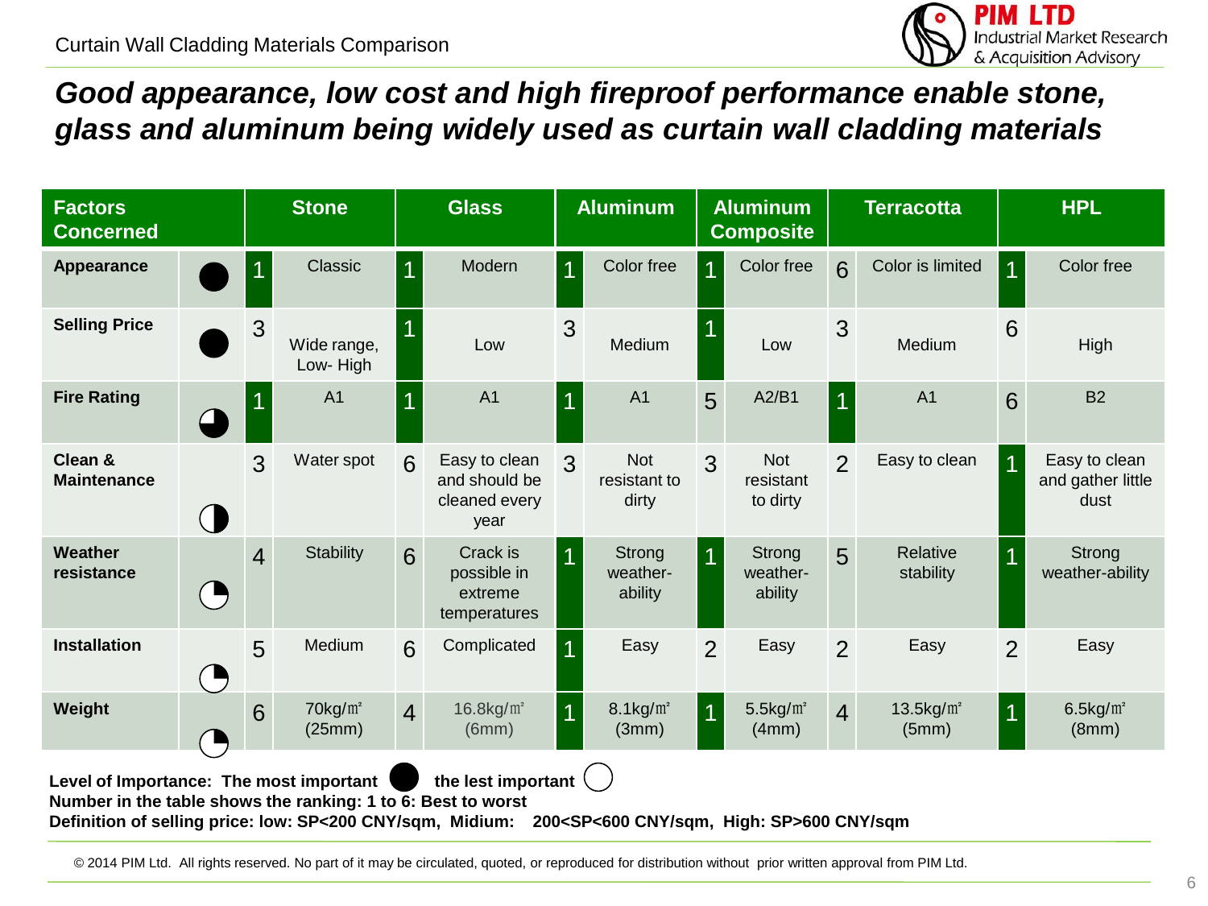Curtain Wall Cladding Materials Comparison

# *Good appearance, low cost and high fireproof performance enable stone, glass and aluminum being widely used as curtain wall cladding materials*

| Factors Concerned | Level of Importance | Stone | | Glass | | Aluminum | | Aluminum Composite | | Terracotta | | HPL | |
|---|---|---|---|---|---|---|---|---|---|---|---|---|---|
| Appearance | ● (most important) | 1 | Classic | 1 | Modern | 1 | Color free | 1 | Color free | 6 | Color is limited | 1 | Color free |
| Selling Price | ● (most important) | 3 | Wide range, Low- High | 1 | Low | 3 | Medium | 1 | Low | 3 | Medium | 6 | High |
| Fire Rating | ◕ | 1 | A1 | 1 | A1 | 1 | A1 | 5 | A2/B1 | 1 | A1 | 6 | B2 |
| Clean & Maintenance | ◑ | 3 | Water spot | 6 | Easy to clean and should be cleaned every year | 3 | Not resistant to dirty | 3 | Not resistant to dirty | 2 | Easy to clean | 1 | Easy to clean and gather little dust |
| Weather resistance | ◔ | 4 | Stability | 6 | Crack is possible in extreme temperatures | 1 | Strong weather-ability | 1 | Strong weather-ability | 5 | Relative stability | 1 | Strong weather-ability |
| Installation | ◔ | 5 | Medium | 6 | Complicated | 1 | Easy | 2 | Easy | 2 | Easy | 2 | Easy |
| Weight | ◔ | 6 | 70kg/㎡ (25mm) | 4 | 16.8kg/㎡ (6mm) | 1 | 8.1kg/㎡ (3mm) | 1 | 5.5kg/㎡ (4mm) | 4 | 13.5kg/㎡ (5mm) | 1 | 6.5kg/㎡ (8mm) |

**Level of Importance: The most important ● the lest important ○**

**Number in the table shows the ranking: 1 to 6: Best to worst**

**Definition of selling price: low: SP<200 CNY/sqm, Midium: 200<SP<600 CNY/sqm, High: SP>600 CNY/sqm**

© 2014 PIM Ltd. All rights reserved. No part of it may be circulated, quoted, or reproduced for distribution without prior written approval from PIM Ltd.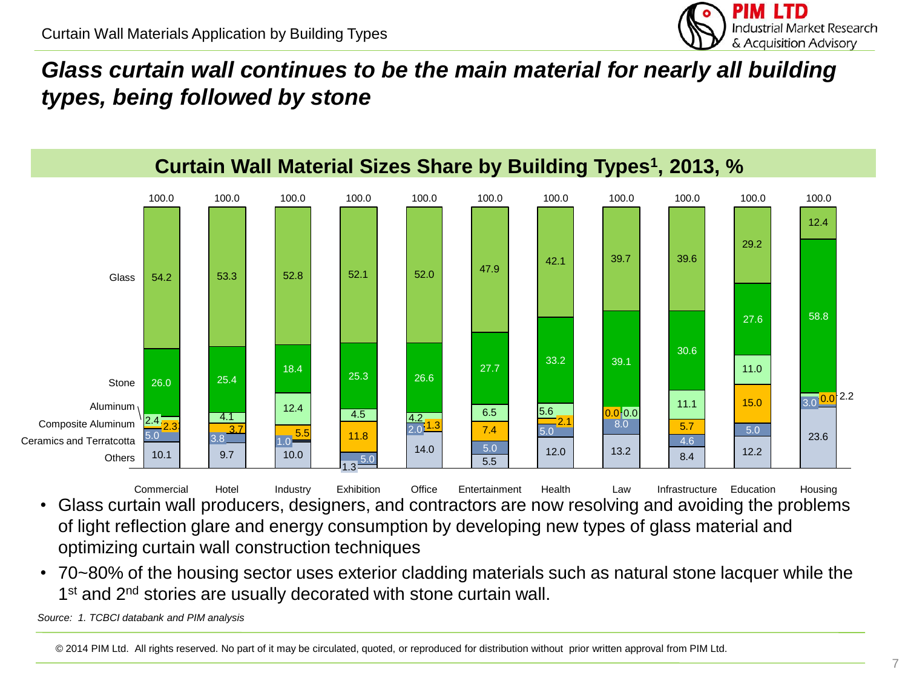Curtain Wall Materials Application by Building Types

# *Glass curtain wall continues to be the main material for nearly all building types, being followed by stone*

## Curtain Wall Material Sizes Share by Building Types[1], 2013, %

| | Commercial | Hotel | Industry | Exhibition | Office | Entertainment | Health | Law | Infrastructure | Education | Housing |
|---|---|---|---|---|---|---|---|---|---|---|---|
| Glass | 54.2 | 53.3 | 52.8 | 52.1 | 52.0 | 47.9 | 42.1 | 39.7 | 39.6 | 29.2 | 12.4 |
| Stone | 26.0 | 25.4 | 18.4 | 25.3 | 26.6 | 27.7 | 33.2 | 39.1 | 30.6 | 27.6 | 58.8 |
| Aluminum | 2.4 | 4.1 | 12.4 | 4.5 | 4.2 | 6.5 | 5.6 | 0.0 | 11.1 | 11.0 | 2.2 |
| Composite Aluminum | 2.3 | 3.7 | 5.5 | 11.8 | 1.3 | 7.4 | 2.1 | 0.0 | 5.7 | 15.0 | 0.0 |
| Ceramics and Terratcotta | 5.0 | 3.8 | 1.0 | 5.0 | 2.0 | 5.0 | 5.0 | 8.0 | 4.6 | 5.0 | 3.0 |
| Others | 10.1 | 9.7 | 10.0 | 1.3 | 14.0 | 5.5 | 12.0 | 13.2 | 8.4 | 12.2 | 23.6 |
| Total | 100.0 | 100.0 | 100.0 | 100.0 | 100.0 | 100.0 | 100.0 | 100.0 | 100.0 | 100.0 | 100.0 |

- Glass curtain wall producers, designers, and contractors are now resolving and avoiding the problems of light reflection glare and energy consumption by developing new types of glass material and optimizing curtain wall construction techniques
- 70~80% of the housing sector uses exterior cladding materials such as natural stone lacquer while the 1st and 2nd stories are usually decorated with stone curtain wall.

*Source: 1. TCBCI databank and PIM analysis*

© 2014 PIM Ltd. All rights reserved. No part of it may be circulated, quoted, or reproduced for distribution without prior written approval from PIM Ltd.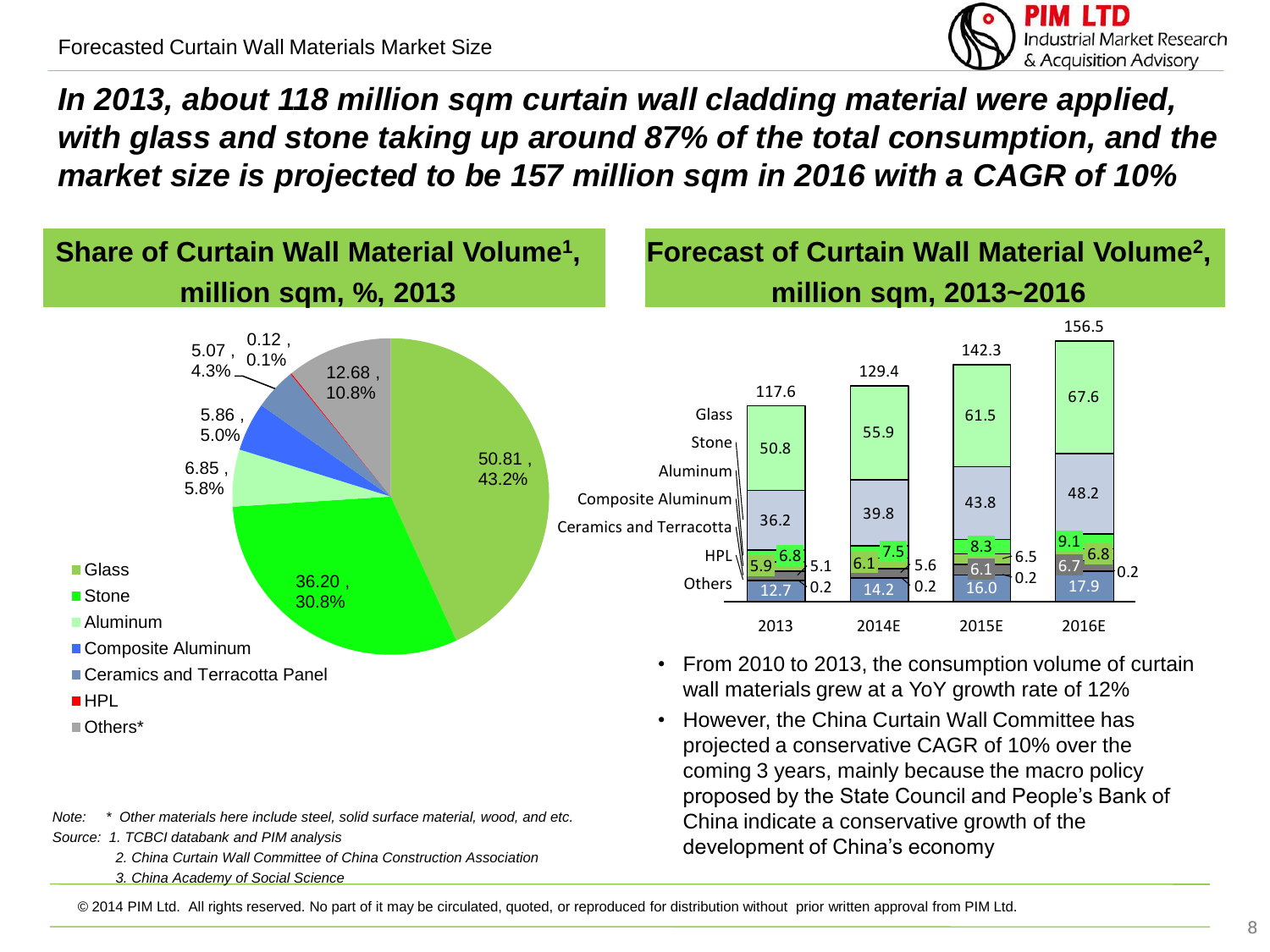Forecasted Curtain Wall Materials Market Size

# *In 2013, about 118 million sqm curtain wall cladding material were applied, with glass and stone taking up around 87% of the total consumption, and the market size is projected to be 157 million sqm in 2016 with a CAGR of 10%*

## Share of Curtain Wall Material Volume[1], million sqm, %, 2013

| Material | million sqm | % |
|---|---|---|
| Glass | 50.81 | 43.2% |
| Stone | 36.20 | 30.8% |
| Aluminum | 6.85 | 5.8% |
| Composite Aluminum | 5.86 | 5.0% |
| Ceramics and Terracotta Panel | 5.07 | 4.3% |
| HPL | 0.12 | 0.1% |
| Others* | 12.68 | 10.8% |

## Forecast of Curtain Wall Material Volume[2], million sqm, 2013~2016

| | 2013 | 2014E | 2015E | 2016E |
|---|---|---|---|---|
| Glass | 50.8 | 55.9 | 61.5 | 67.6 |
| Stone | 36.2 | 39.8 | 43.8 | 48.2 |
| Aluminum | 6.8 | 7.5 | 8.3 | 9.1 |
| Composite Aluminum | 5.9 | 6.1 | 6.5 | 6.8 |
| Ceramics and Terracotta | 5.1 | 5.6 | 6.1 | 6.7 |
| HPL | 0.2 | 0.2 | 0.2 | 0.2 |
| Others | 12.7 | 14.2 | 16.0 | 17.9 |
| Total | 117.6 | 129.4 | 142.3 | 156.5 |

- From 2010 to 2013, the consumption volume of curtain wall materials grew at a YoY growth rate of 12%
- However, the China Curtain Wall Committee has projected a conservative CAGR of 10% over the coming 3 years, mainly because the macro policy proposed by the State Council and People's Bank of China indicate a conservative growth of the development of China's economy

*Note: \* Other materials here include steel, solid surface material, wood, and etc.*

*Source: 1. TCBCI databank and PIM analysis*

*2. China Curtain Wall Committee of China Construction Association*

*3. China Academy of Social Science*

© 2014 PIM Ltd. All rights reserved. No part of it may be circulated, quoted, or reproduced for distribution without prior written approval from PIM Ltd.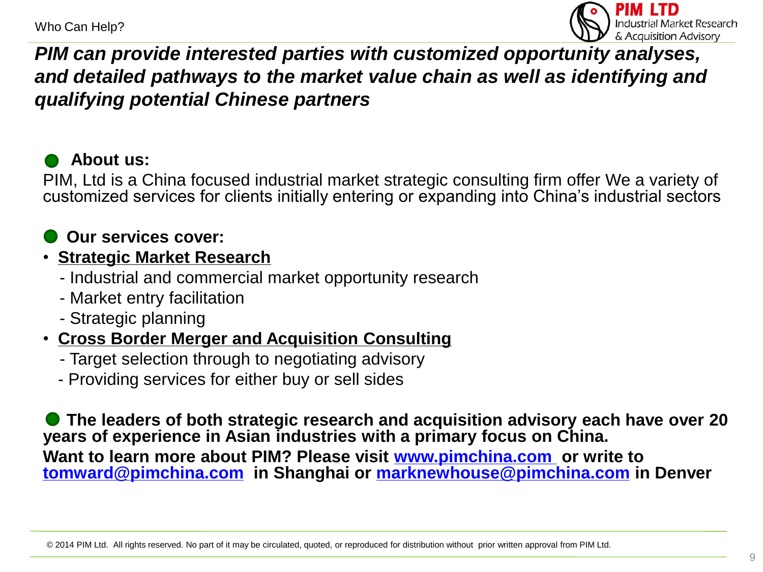Who Can Help?

***PIM can provide interested parties with customized opportunity analyses, and detailed pathways to the market value chain as well as identifying and qualifying potential Chinese partners***

**About us:**

PIM, Ltd is a China focused industrial market strategic consulting firm offer We a variety of customized services for clients initially entering or expanding into China's industrial sectors

**Our services cover:**

- **Strategic Market Research**
  - Industrial and commercial market opportunity research
  - Market entry facilitation
  - Strategic planning
- **Cross Border Merger and Acquisition Consulting**
  - Target selection through to negotiating advisory
  - Providing services for either buy or sell sides

**The leaders of both strategic research and acquisition advisory each have over 20 years of experience in Asian industries with a primary focus on China.**

**Want to learn more about PIM? Please visit www.pimchina.com or write to tomward@pimchina.com in Shanghai or marknewhouse@pimchina.com in Denver**

© 2014 PIM Ltd. All rights reserved. No part of it may be circulated, quoted, or reproduced for distribution without prior written approval from PIM Ltd.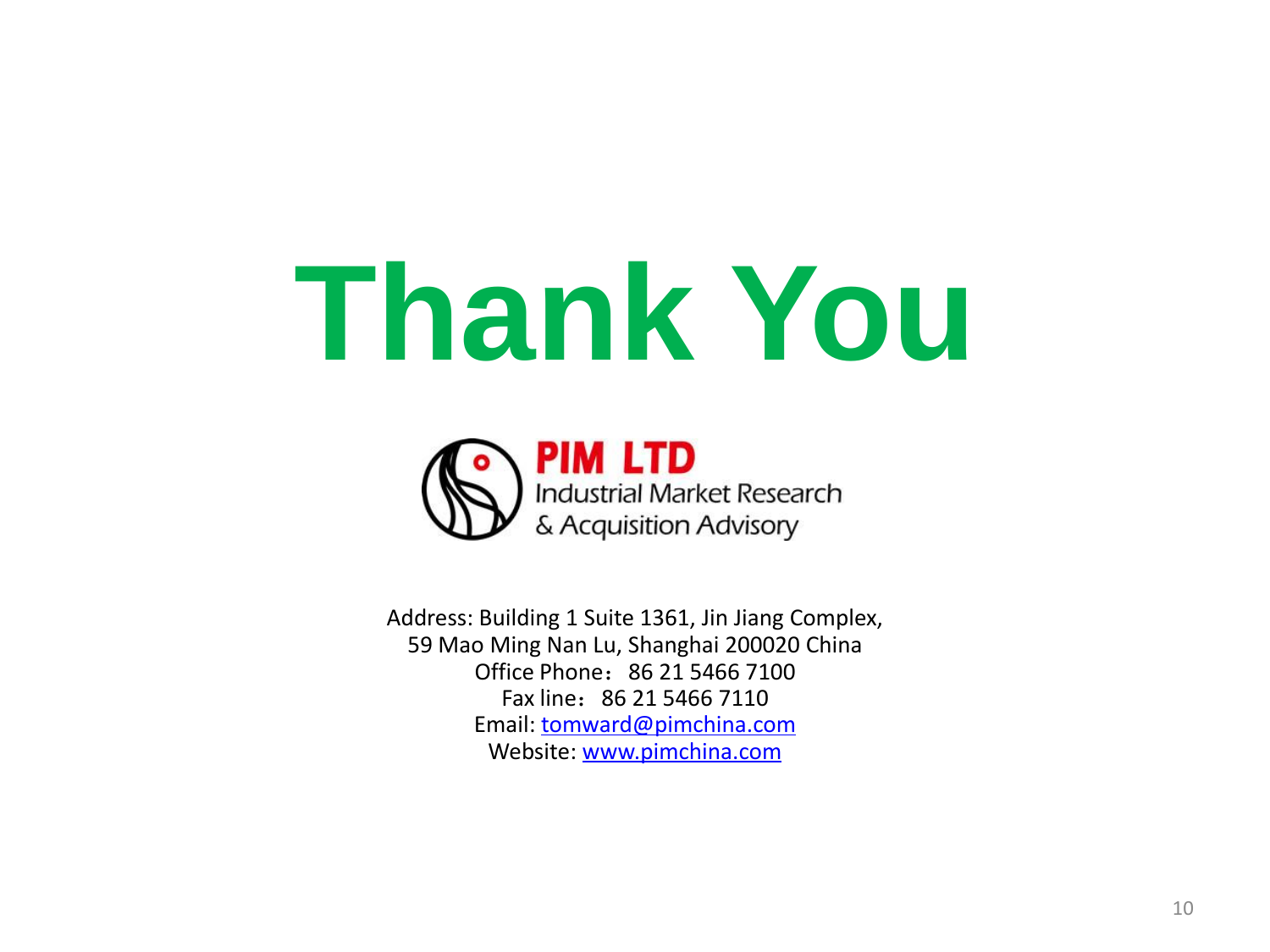# Thank You

**PIM LTD**

Industrial Market Research
& Acquisition Advisory

Address: Building 1 Suite 1361, Jin Jiang Complex,
59 Mao Ming Nan Lu, Shanghai 200020 China
Office Phone：86 21 5466 7100
Fax line：86 21 5466 7110
Email: tomward@pimchina.com
Website: www.pimchina.com